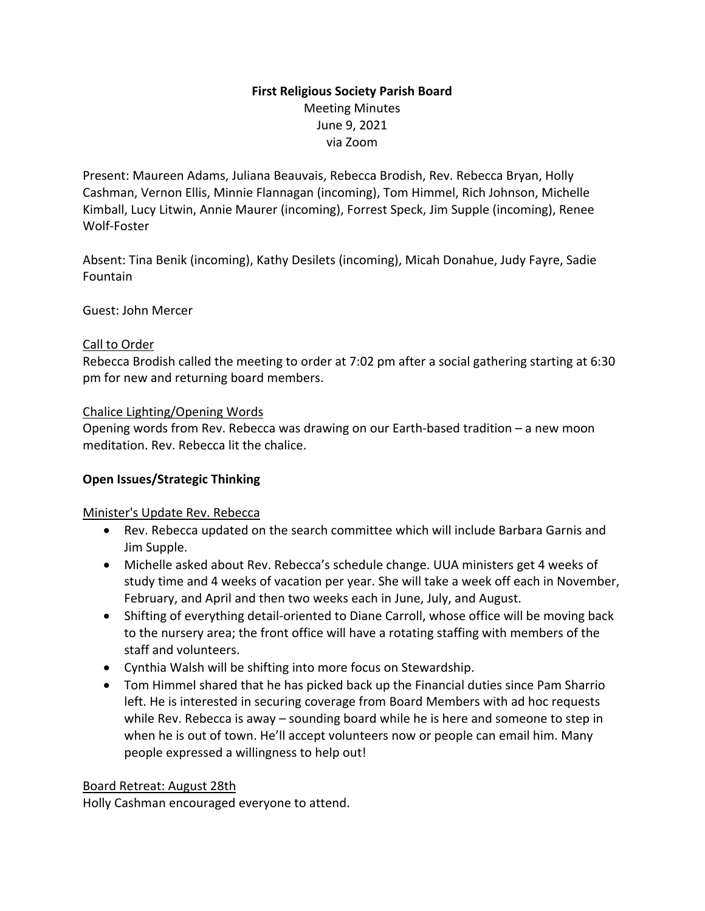**First Religious Society Parish Board**

Meeting Minutes

June 9, 2021

via Zoom

Present: Maureen Adams, Juliana Beauvais, Rebecca Brodish, Rev. Rebecca Bryan, Holly Cashman, Vernon Ellis, Minnie Flannagan (incoming), Tom Himmel, Rich Johnson, Michelle Kimball, Lucy Litwin, Annie Maurer (incoming), Forrest Speck, Jim Supple (incoming), Renee Wolf-Foster

Absent: Tina Benik (incoming), Kathy Desilets (incoming), Micah Donahue, Judy Fayre, Sadie Fountain

Guest: John Mercer

Call to Order

Rebecca Brodish called the meeting to order at 7:02 pm after a social gathering starting at 6:30 pm for new and returning board members.

Chalice Lighting/Opening Words

Opening words from Rev. Rebecca was drawing on our Earth-based tradition – a new moon meditation. Rev. Rebecca lit the chalice.

**Open Issues/Strategic Thinking**

Minister's Update Rev. Rebecca

- Rev. Rebecca updated on the search committee which will include Barbara Garnis and Jim Supple.
- Michelle asked about Rev. Rebecca's schedule change. UUA ministers get 4 weeks of study time and 4 weeks of vacation per year. She will take a week off each in November, February, and April and then two weeks each in June, July, and August.
- Shifting of everything detail-oriented to Diane Carroll, whose office will be moving back to the nursery area; the front office will have a rotating staffing with members of the staff and volunteers.
- Cynthia Walsh will be shifting into more focus on Stewardship.
- Tom Himmel shared that he has picked back up the Financial duties since Pam Sharrio left. He is interested in securing coverage from Board Members with ad hoc requests while Rev. Rebecca is away – sounding board while he is here and someone to step in when he is out of town. He'll accept volunteers now or people can email him. Many people expressed a willingness to help out!

Board Retreat: August 28th

Holly Cashman encouraged everyone to attend.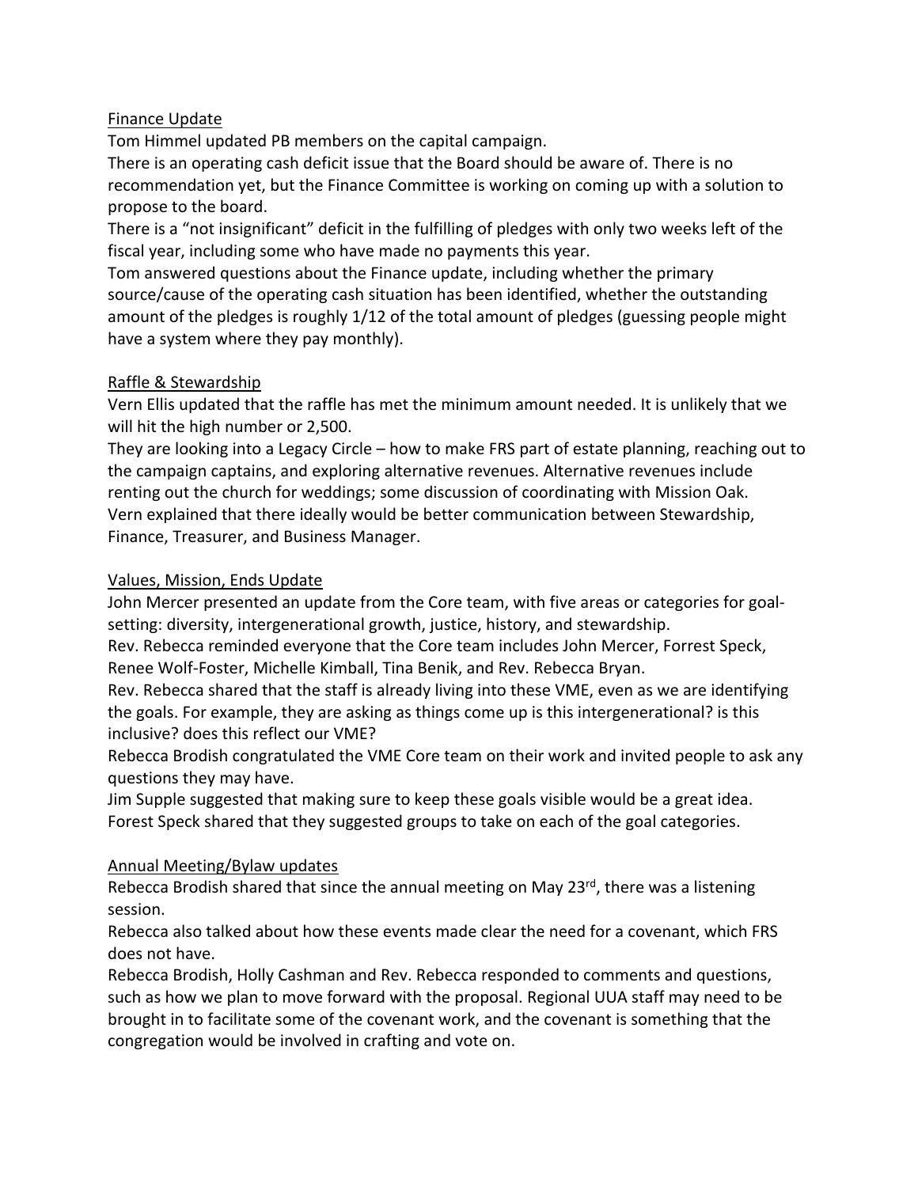Finance Update

Tom Himmel updated PB members on the capital campaign.

There is an operating cash deficit issue that the Board should be aware of. There is no recommendation yet, but the Finance Committee is working on coming up with a solution to propose to the board.

There is a "not insignificant" deficit in the fulfilling of pledges with only two weeks left of the fiscal year, including some who have made no payments this year.

Tom answered questions about the Finance update, including whether the primary source/cause of the operating cash situation has been identified, whether the outstanding amount of the pledges is roughly 1/12 of the total amount of pledges (guessing people might have a system where they pay monthly).

Raffle & Stewardship

Vern Ellis updated that the raffle has met the minimum amount needed. It is unlikely that we will hit the high number or 2,500.

They are looking into a Legacy Circle – how to make FRS part of estate planning, reaching out to the campaign captains, and exploring alternative revenues. Alternative revenues include renting out the church for weddings; some discussion of coordinating with Mission Oak.

Vern explained that there ideally would be better communication between Stewardship, Finance, Treasurer, and Business Manager.

Values, Mission, Ends Update

John Mercer presented an update from the Core team, with five areas or categories for goal-setting: diversity, intergenerational growth, justice, history, and stewardship.

Rev. Rebecca reminded everyone that the Core team includes John Mercer, Forrest Speck, Renee Wolf-Foster, Michelle Kimball, Tina Benik, and Rev. Rebecca Bryan.

Rev. Rebecca shared that the staff is already living into these VME, even as we are identifying the goals. For example, they are asking as things come up is this intergenerational? is this inclusive? does this reflect our VME?

Rebecca Brodish congratulated the VME Core team on their work and invited people to ask any questions they may have.

Jim Supple suggested that making sure to keep these goals visible would be a great idea.

Forest Speck shared that they suggested groups to take on each of the goal categories.

Annual Meeting/Bylaw updates

Rebecca Brodish shared that since the annual meeting on May 23rd, there was a listening session.

Rebecca also talked about how these events made clear the need for a covenant, which FRS does not have.

Rebecca Brodish, Holly Cashman and Rev. Rebecca responded to comments and questions, such as how we plan to move forward with the proposal. Regional UUA staff may need to be brought in to facilitate some of the covenant work, and the covenant is something that the congregation would be involved in crafting and vote on.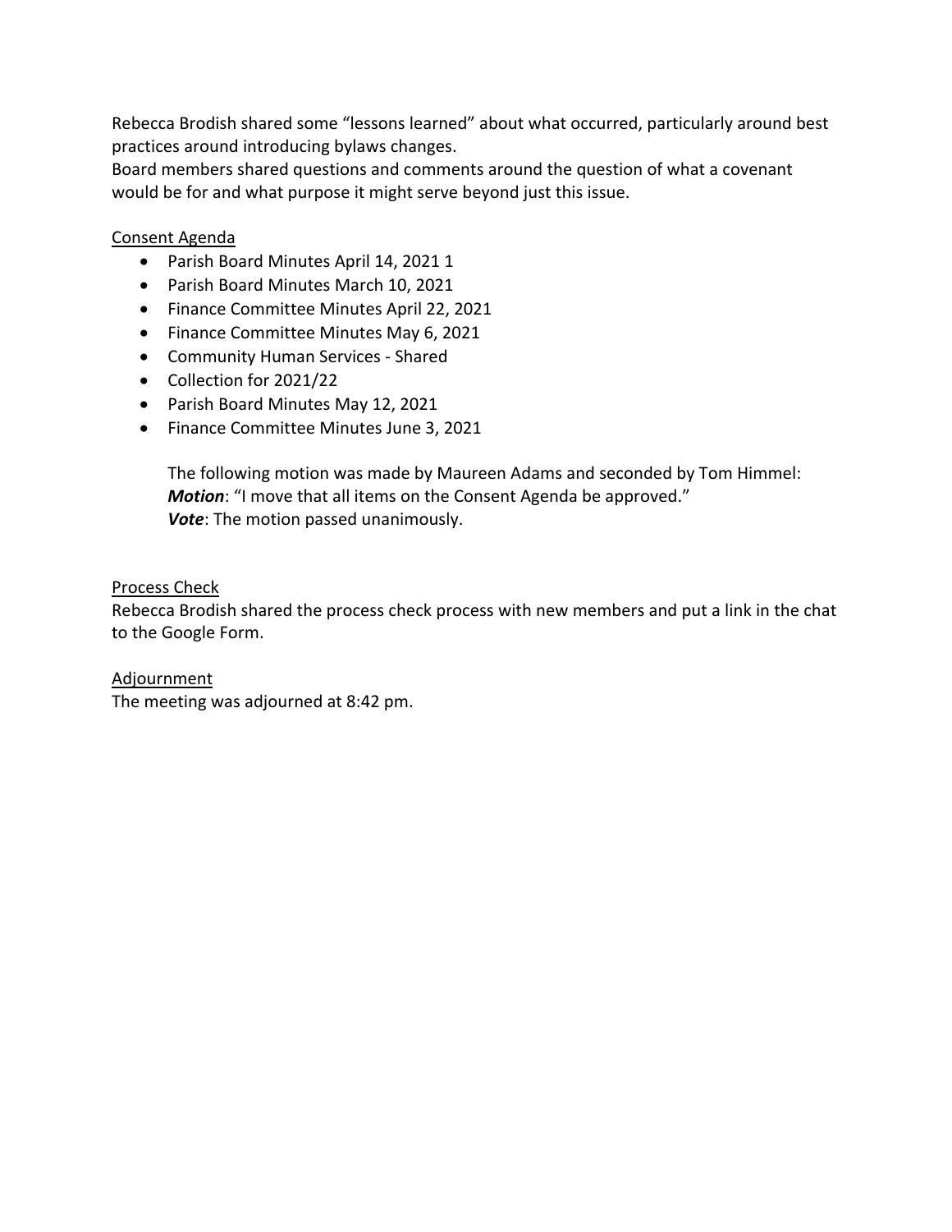Rebecca Brodish shared some "lessons learned" about what occurred, particularly around best practices around introducing bylaws changes.
Board members shared questions and comments around the question of what a covenant would be for and what purpose it might serve beyond just this issue.

Consent Agenda

- Parish Board Minutes April 14, 2021 1
- Parish Board Minutes March 10, 2021
- Finance Committee Minutes April 22, 2021
- Finance Committee Minutes May 6, 2021
- Community Human Services - Shared
- Collection for 2021/22
- Parish Board Minutes May 12, 2021
- Finance Committee Minutes June 3, 2021

  The following motion was made by Maureen Adams and seconded by Tom Himmel:
  ***Motion***: "I move that all items on the Consent Agenda be approved."
  ***Vote***: The motion passed unanimously.

Process Check
Rebecca Brodish shared the process check process with new members and put a link in the chat to the Google Form.

Adjournment
The meeting was adjourned at 8:42 pm.